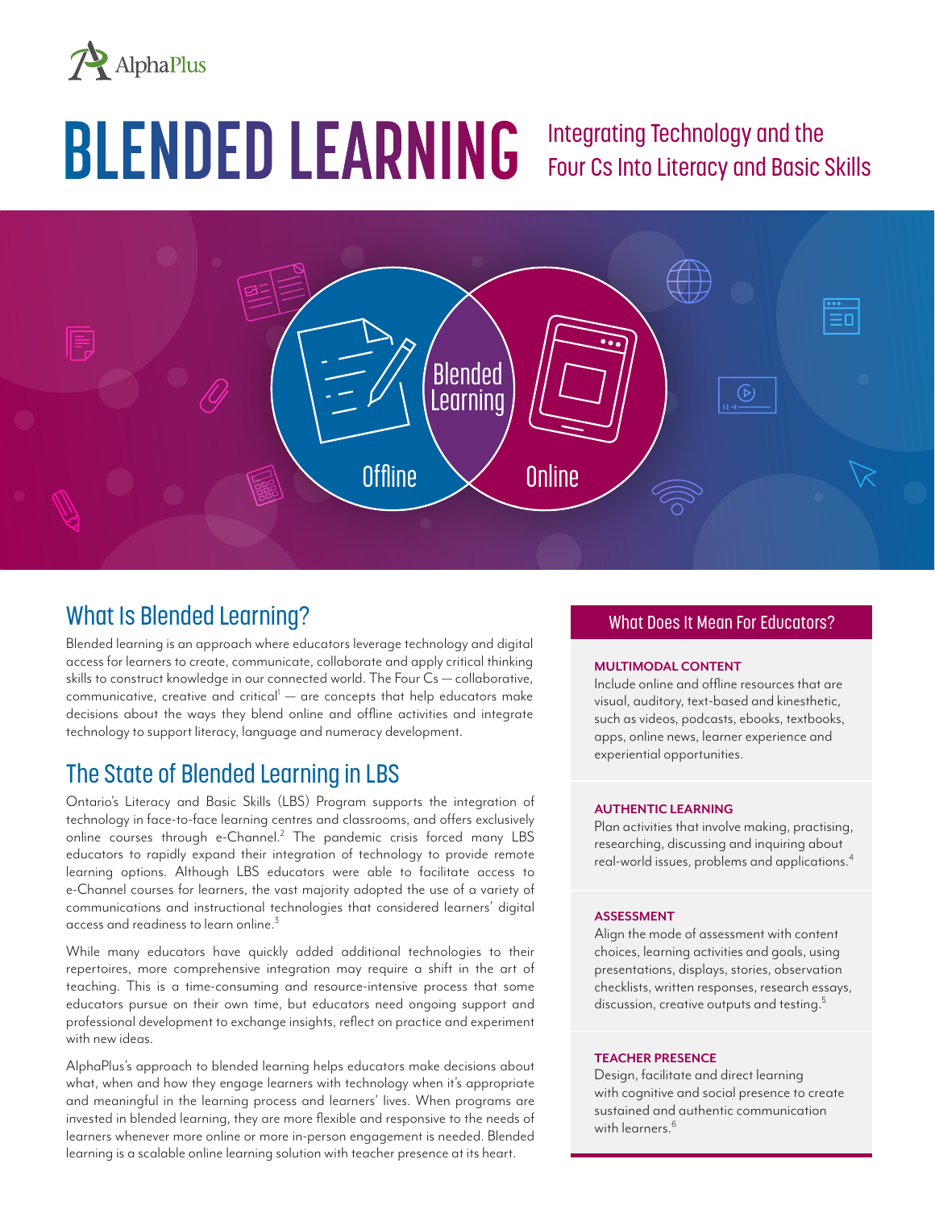AlphaPlus

# BLENDED LEARNING

## Integrating Technology and the Four Cs Into Literacy and Basic Skills

## What Is Blended Learning?

Blended learning is an approach where educators leverage technology and digital access for learners to create, communicate, collaborate and apply critical thinking skills to construct knowledge in our connected world. The Four Cs — collaborative, communicative, creative and critical[1] — are concepts that help educators make decisions about the ways they blend online and offline activities and integrate technology to support literacy, language and numeracy development.

## The State of Blended Learning in LBS

Ontario's Literacy and Basic Skills (LBS) Program supports the integration of technology in face-to-face learning centres and classrooms, and offers exclusively online courses through e-Channel.[2] The pandemic crisis forced many LBS educators to rapidly expand their integration of technology to provide remote learning options. Although LBS educators were able to facilitate access to e-Channel courses for learners, the vast majority adopted the use of a variety of communications and instructional technologies that considered learners' digital access and readiness to learn online.[3]

While many educators have quickly added additional technologies to their repertoires, more comprehensive integration may require a shift in the art of teaching. This is a time-consuming and resource-intensive process that some educators pursue on their own time, but educators need ongoing support and professional development to exchange insights, reflect on practice and experiment with new ideas.

AlphaPlus's approach to blended learning helps educators make decisions about what, when and how they engage learners with technology when it's appropriate and meaningful in the learning process and learners' lives. When programs are invested in blended learning, they are more flexible and responsive to the needs of learners whenever more online or more in-person engagement is needed. Blended learning is a scalable online learning solution with teacher presence at its heart.

## What Does It Mean For Educators?

**MULTIMODAL CONTENT**

Include online and offline resources that are visual, auditory, text-based and kinesthetic, such as videos, podcasts, ebooks, textbooks, apps, online news, learner experience and experiential opportunities.

**AUTHENTIC LEARNING**

Plan activities that involve making, practising, researching, discussing and inquiring about real-world issues, problems and applications.[4]

**ASSESSMENT**

Align the mode of assessment with content choices, learning activities and goals, using presentations, displays, stories, observation checklists, written responses, research essays, discussion, creative outputs and testing.[5]

**TEACHER PRESENCE**

Design, facilitate and direct learning with cognitive and social presence to create sustained and authentic communication with learners.[6]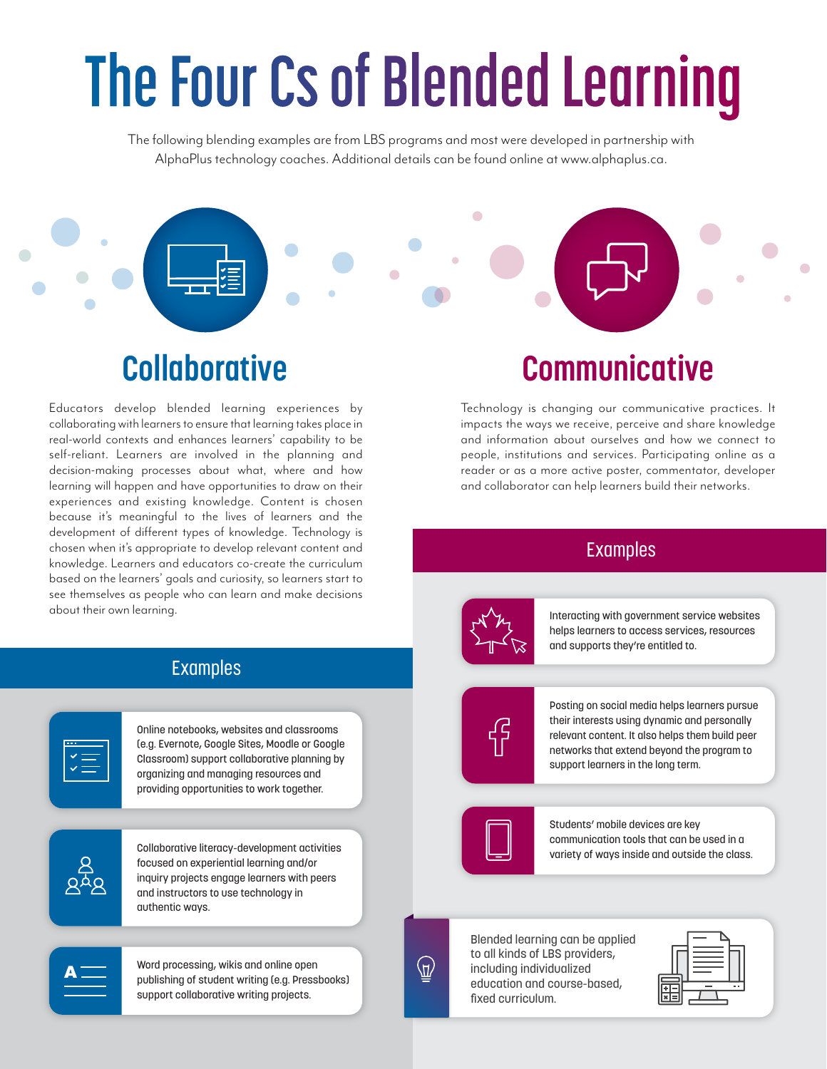# The Four Cs of Blended Learning

The following blending examples are from LBS programs and most were developed in partnership with AlphaPlus technology coaches. Additional details can be found online at www.alphaplus.ca.

## Collaborative

Educators develop blended learning experiences by collaborating with learners to ensure that learning takes place in real-world contexts and enhances learners' capability to be self-reliant. Learners are involved in the planning and decision-making processes about what, where and how learning will happen and have opportunities to draw on their experiences and existing knowledge. Content is chosen because it's meaningful to the lives of learners and the development of different types of knowledge. Technology is chosen when it's appropriate to develop relevant content and knowledge. Learners and educators co-create the curriculum based on the learners' goals and curiosity, so learners start to see themselves as people who can learn and make decisions about their own learning.

### Examples

- Online notebooks, websites and classrooms (e.g. Evernote, Google Sites, Moodle or Google Classroom) support collaborative planning by organizing and managing resources and providing opportunities to work together.
- Collaborative literacy-development activities focused on experiential learning and/or inquiry projects engage learners with peers and instructors to use technology in authentic ways.
- Word processing, wikis and online open publishing of student writing (e.g. Pressbooks) support collaborative writing projects.

## Communicative

Technology is changing our communicative practices. It impacts the ways we receive, perceive and share knowledge and information about ourselves and how we connect to people, institutions and services. Participating online as a reader or as a more active poster, commentator, developer and collaborator can help learners build their networks.

### Examples

- Interacting with government service websites helps learners to access services, resources and supports they're entitled to.
- Posting on social media helps learners pursue their interests using dynamic and personally relevant content. It also helps them build peer networks that extend beyond the program to support learners in the long term.
- Students' mobile devices are key communication tools that can be used in a variety of ways inside and outside the class.

Blended learning can be applied to all kinds of LBS providers, including individualized education and course-based, fixed curriculum.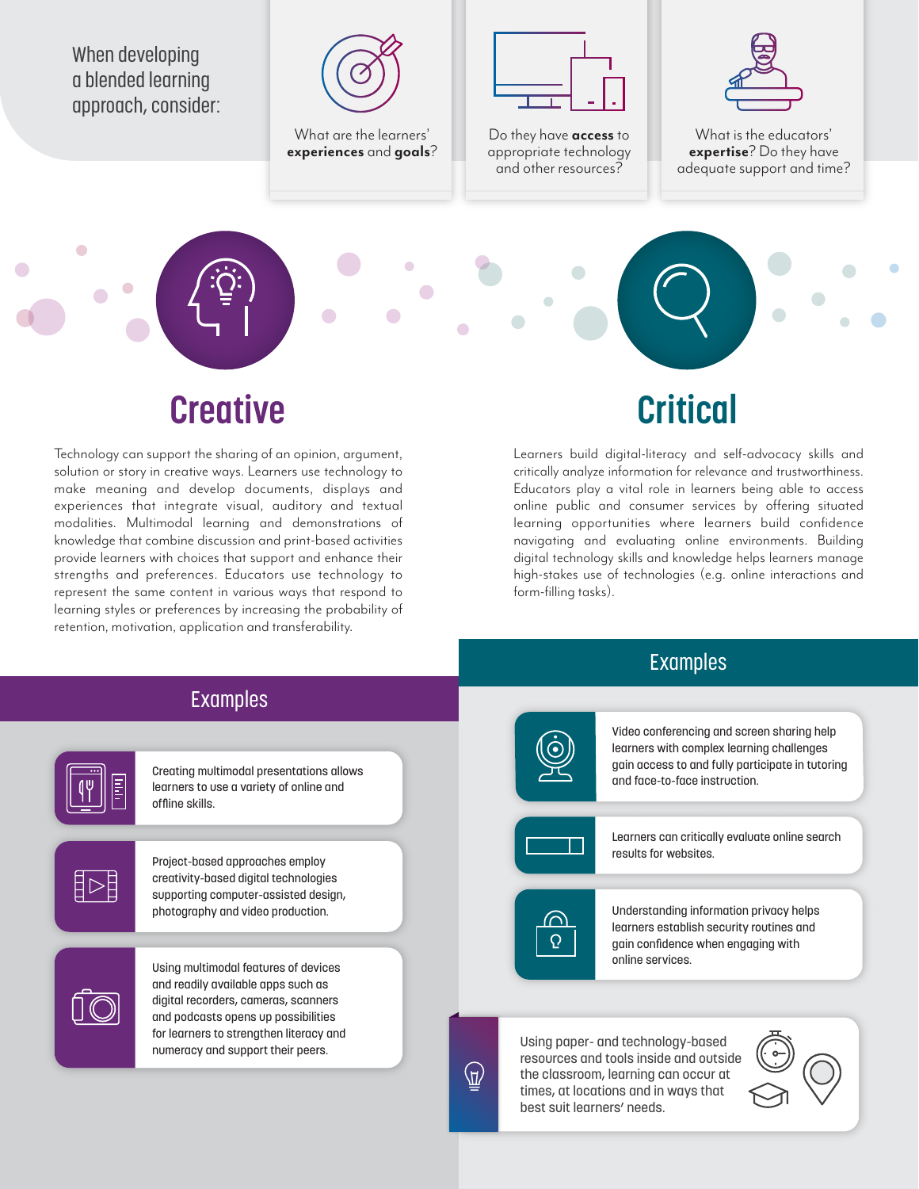When developing a blended learning approach, consider:

- What are the learners' **experiences** and **goals**?
- Do they have **access** to appropriate technology and other resources?
- What is the educators' **expertise**? Do they have adequate support and time?

## Creative

Technology can support the sharing of an opinion, argument, solution or story in creative ways. Learners use technology to make meaning and develop documents, displays and experiences that integrate visual, auditory and textual modalities. Multimodal learning and demonstrations of knowledge that combine discussion and print-based activities provide learners with choices that support and enhance their strengths and preferences. Educators use technology to represent the same content in various ways that respond to learning styles or preferences by increasing the probability of retention, motivation, application and transferability.

### Examples

- Creating multimodal presentations allows learners to use a variety of online and offline skills.
- Project-based approaches employ creativity-based digital technologies supporting computer-assisted design, photography and video production.
- Using multimodal features of devices and readily available apps such as digital recorders, cameras, scanners and podcasts opens up possibilities for learners to strengthen literacy and numeracy and support their peers.

## Critical

Learners build digital-literacy and self-advocacy skills and critically analyze information for relevance and trustworthiness. Educators play a vital role in learners being able to access online public and consumer services by offering situated learning opportunities where learners build confidence navigating and evaluating online environments. Building digital technology skills and knowledge helps learners manage high-stakes use of technologies (e.g. online interactions and form-filling tasks).

### Examples

- Video conferencing and screen sharing help learners with complex learning challenges gain access to and fully participate in tutoring and face-to-face instruction.
- Learners can critically evaluate online search results for websites.
- Understanding information privacy helps learners establish security routines and gain confidence when engaging with online services.

Using paper- and technology-based resources and tools inside and outside the classroom, learning can occur at times, at locations and in ways that best suit learners' needs.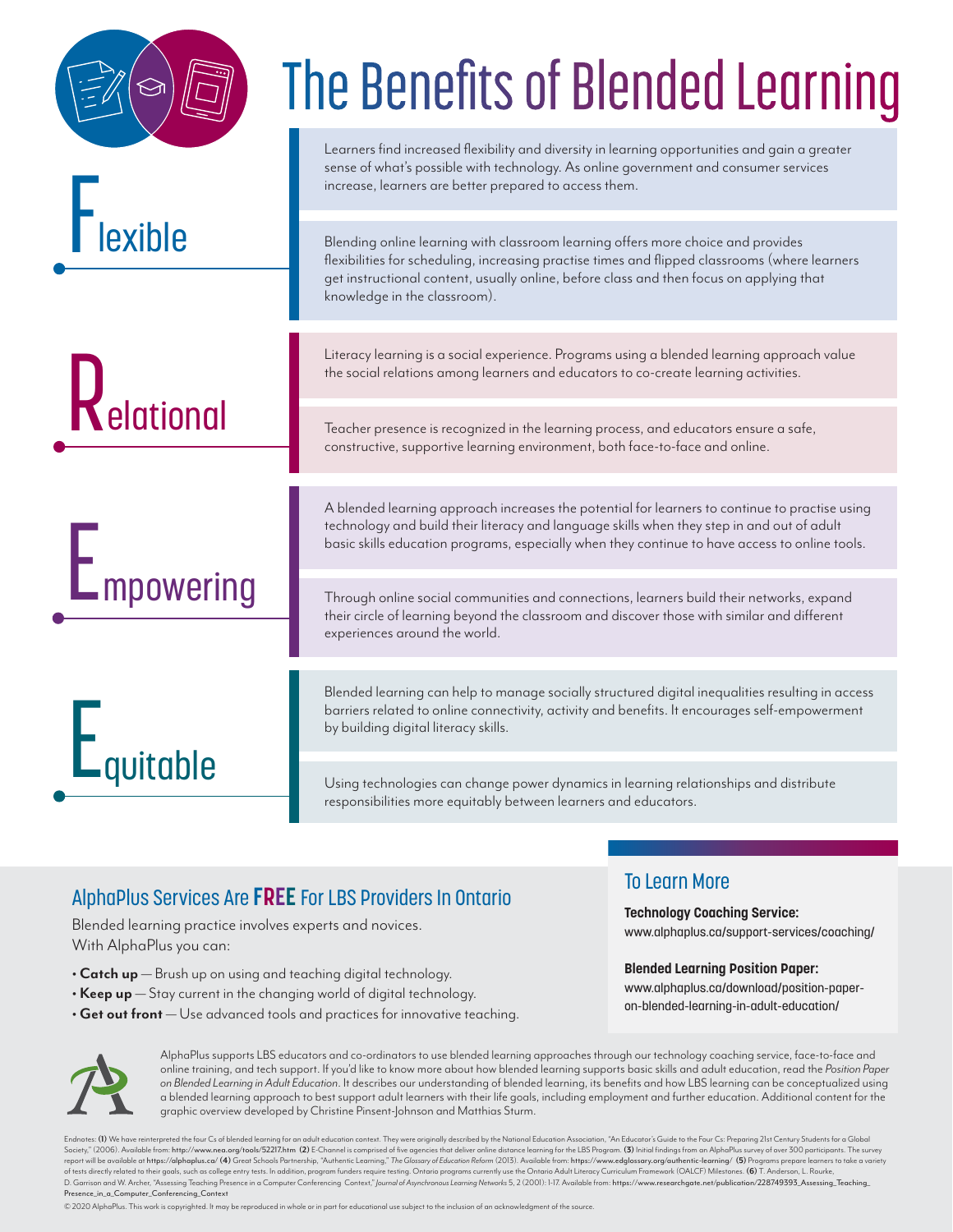# The Benefits of Blended Learning

## Flexible

Learners find increased flexibility and diversity in learning opportunities and gain a greater sense of what's possible with technology. As online government and consumer services increase, learners are better prepared to access them.

Blending online learning with classroom learning offers more choice and provides flexibilities for scheduling, increasing practise times and flipped classrooms (where learners get instructional content, usually online, before class and then focus on applying that knowledge in the classroom).

## Relational

Literacy learning is a social experience. Programs using a blended learning approach value the social relations among learners and educators to co-create learning activities.

Teacher presence is recognized in the learning process, and educators ensure a safe, constructive, supportive learning environment, both face-to-face and online.

## Empowering

A blended learning approach increases the potential for learners to continue to practise using technology and build their literacy and language skills when they step in and out of adult basic skills education programs, especially when they continue to have access to online tools.

Through online social communities and connections, learners build their networks, expand their circle of learning beyond the classroom and discover those with similar and different experiences around the world.

## Equitable

Blended learning can help to manage socially structured digital inequalities resulting in access barriers related to online connectivity, activity and benefits. It encourages self-empowerment by building digital literacy skills.

Using technologies can change power dynamics in learning relationships and distribute responsibilities more equitably between learners and educators.

## AlphaPlus Services Are **FREE** For LBS Providers In Ontario

Blended learning practice involves experts and novices.
With AlphaPlus you can:

- **Catch up** — Brush up on using and teaching digital technology.
- **Keep up** — Stay current in the changing world of digital technology.
- **Get out front** — Use advanced tools and practices for innovative teaching.

## To Learn More

**Technology Coaching Service:**
www.alphaplus.ca/support-services/coaching/

**Blended Learning Position Paper:**
www.alphaplus.ca/download/position-paper-on-blended-learning-in-adult-education/

AlphaPlus supports LBS educators and co-ordinators to use blended learning approaches through our technology coaching service, face-to-face and online training, and tech support. If you'd like to know more about how blended learning supports basic skills and adult education, read the *Position Paper on Blended Learning in Adult Education*. It describes our understanding of blended learning, its benefits and how LBS learning can be conceptualized using a blended learning approach to best support adult learners with their life goals, including employment and further education. Additional content for the graphic overview developed by Christine Pinsent-Johnson and Matthias Sturm.

Endnotes: **(1)** We have reinterpreted the four Cs of blended learning for an adult education context. They were originally described by the National Education Association, "An Educator's Guide to the Four Cs: Preparing 21st Century Students for a Global Society," (2006). Available from: **http://www.nea.org/tools/52217.htm** **(2)** E-Channel is comprised of five agencies that deliver online distance learning for the LBS Program. **(3)** Initial findings from an AlphaPlus survey of over 300 participants. The survey report will be available at **https://alphaplus.ca/** **(4)** Great Schools Partnership, "Authentic Learning," *The Glossary of Education Reform* (2013). Available from: **https://www.edglossary.org/authentic-learning/** **(5)** Programs prepare learners to take a variety of tests directly related to their goals, such as college entry tests. In addition, program funders require testing. Ontario programs currently use the Ontario Adult Literacy Curriculum Framework (OALCF) Milestones. **(6)** T. Anderson, L. Rourke, D. Garrison and W. Archer, "Assessing Teaching Presence in a Computer Conferencing Context," *Journal of Asynchronous Learning Networks* 5, 2 (2001): 1-17. Available from: **https://www.researchgate.net/publication/228749393_Assessing_Teaching_Presence_in_a_Computer_Conferencing_Context**

© 2020 AlphaPlus. This work is copyrighted. It may be reproduced in whole or in part for educational use subject to the inclusion of an acknowledgment of the source.